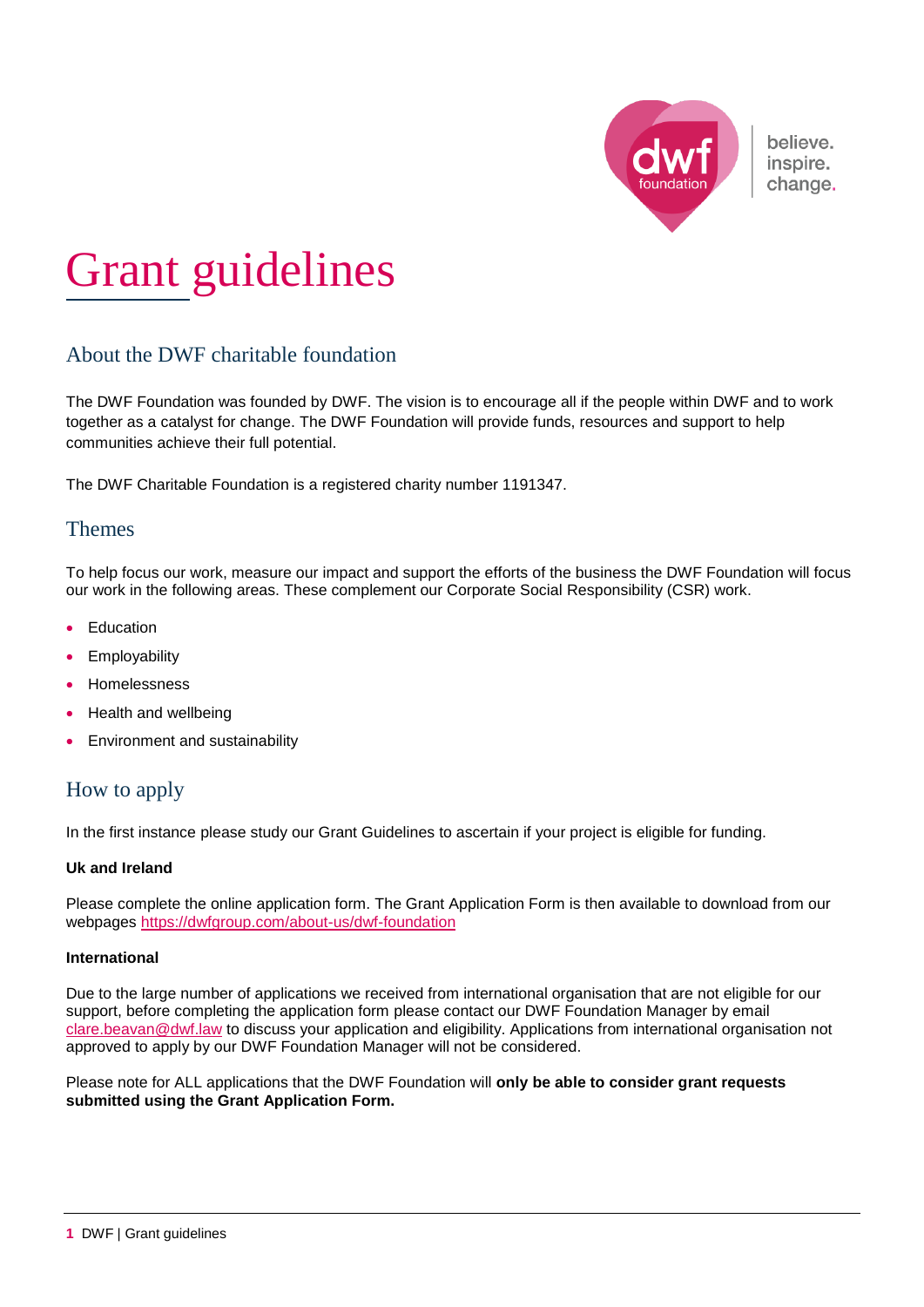believe.
inspire.
change.

# Grant guidelines

## About the DWF charitable foundation

The DWF Foundation was founded by DWF. The vision is to encourage all if the people within DWF and to work together as a catalyst for change. The DWF Foundation will provide funds, resources and support to help communities achieve their full potential.

The DWF Charitable Foundation is a registered charity number 1191347.

## Themes

To help focus our work, measure our impact and support the efforts of the business the DWF Foundation will focus our work in the following areas. These complement our Corporate Social Responsibility (CSR) work.

- Education
- Employability
- Homelessness
- Health and wellbeing
- Environment and sustainability

## How to apply

In the first instance please study our Grant Guidelines to ascertain if your project is eligible for funding.

**Uk and Ireland**

Please complete the online application form. The Grant Application Form is then available to download from our webpages https://dwfgroup.com/about-us/dwf-foundation

**International**

Due to the large number of applications we received from international organisation that are not eligible for our support, before completing the application form please contact our DWF Foundation Manager by email clare.beavan@dwf.law to discuss your application and eligibility. Applications from international organisation not approved to apply by our DWF Foundation Manager will not be considered.

Please note for ALL applications that the DWF Foundation will **only be able to consider grant requests submitted using the Grant Application Form.**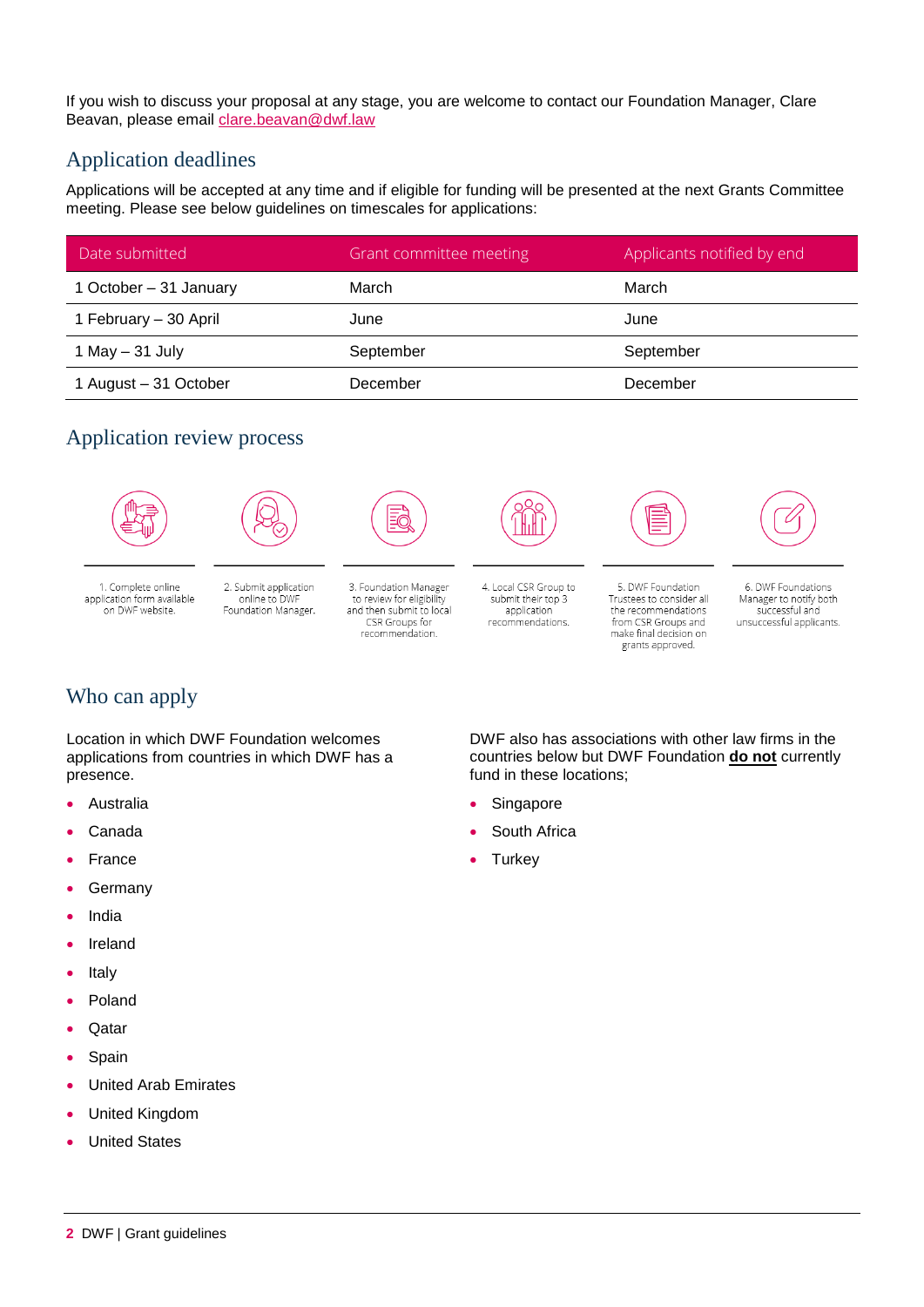If you wish to discuss your proposal at any stage, you are welcome to contact our Foundation Manager, Clare Beavan, please email clare.beavan@dwf.law

## Application deadlines

Applications will be accepted at any time and if eligible for funding will be presented at the next Grants Committee meeting. Please see below guidelines on timescales for applications:

| Date submitted | Grant committee meeting | Applicants notified by end |
|---|---|---|
| 1 October – 31 January | March | March |
| 1 February – 30 April | June | June |
| 1 May – 31 July | September | September |
| 1 August – 31 October | December | December |

## Application review process

1. Complete online application form available on DWF website.
2. Submit application online to DWF Foundation Manager.
3. Foundation Manager to review for eligibility and then submit to local CSR Groups for recommendation.
4. Local CSR Group to submit their top 3 application recommendations.
5. DWF Foundation Trustees to consider all the recommendations from CSR Groups and make final decision on grants approved.
6. DWF Foundations Manager to notify both successful and unsuccessful applicants.

## Who can apply

Location in which DWF Foundation welcomes applications from countries in which DWF has a presence.

- Australia
- Canada
- France
- Germany
- India
- Ireland
- Italy
- Poland
- Qatar
- Spain
- United Arab Emirates
- United Kingdom
- United States

DWF also has associations with other law firms in the countries below but DWF Foundation **do not** currently fund in these locations;

- Singapore
- South Africa
- Turkey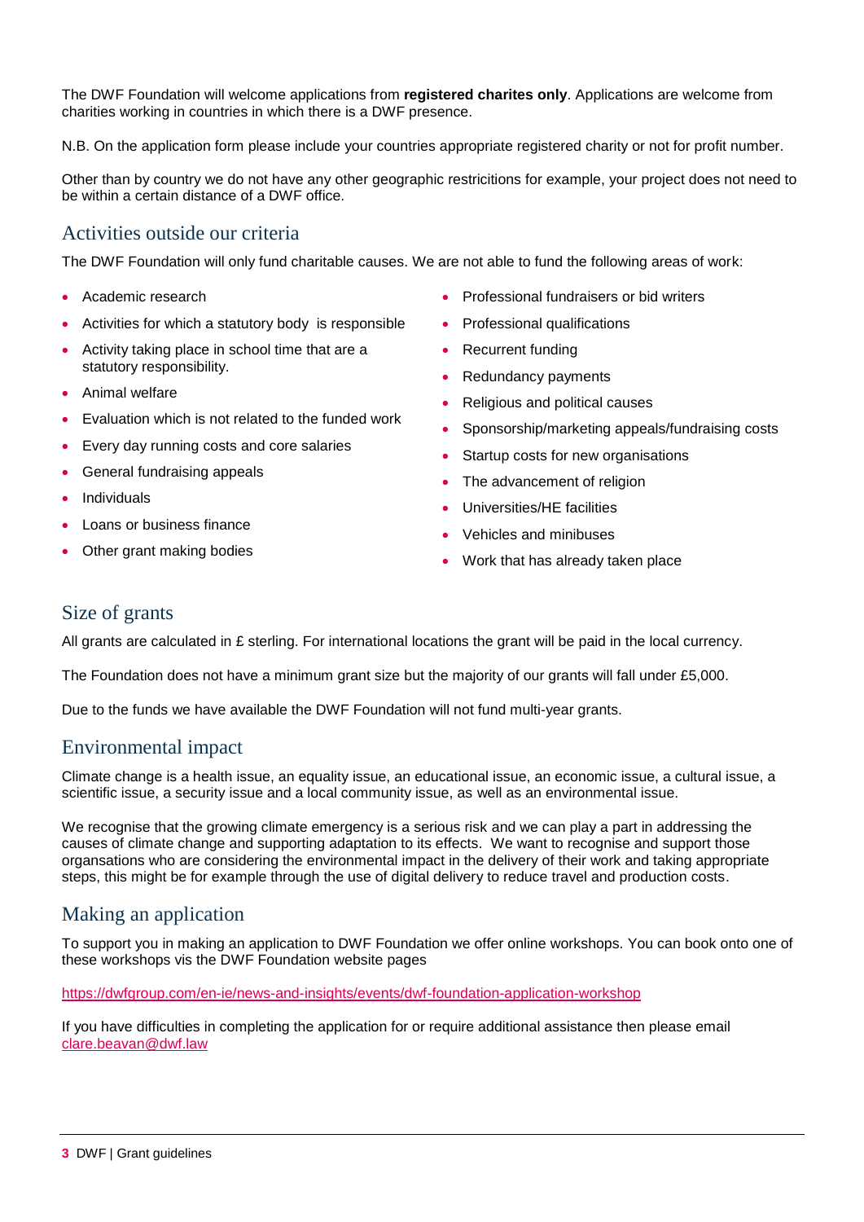The DWF Foundation will welcome applications from **registered charites only**. Applications are welcome from charities working in countries in which there is a DWF presence.

N.B. On the application form please include your countries appropriate registered charity or not for profit number.

Other than by country we do not have any other geographic restricitions for example, your project does not need to be within a certain distance of a DWF office.

## Activities outside our criteria

The DWF Foundation will only fund charitable causes. We are not able to fund the following areas of work:

- Academic research
- Activities for which a statutory body is responsible
- Activity taking place in school time that are a statutory responsibility.
- Animal welfare
- Evaluation which is not related to the funded work
- Every day running costs and core salaries
- General fundraising appeals
- Individuals
- Loans or business finance
- Other grant making bodies
- Professional fundraisers or bid writers
- Professional qualifications
- Recurrent funding
- Redundancy payments
- Religious and political causes
- Sponsorship/marketing appeals/fundraising costs
- Startup costs for new organisations
- The advancement of religion
- Universities/HE facilities
- Vehicles and minibuses
- Work that has already taken place

## Size of grants

All grants are calculated in £ sterling. For international locations the grant will be paid in the local currency.

The Foundation does not have a minimum grant size but the majority of our grants will fall under £5,000.

Due to the funds we have available the DWF Foundation will not fund multi-year grants.

## Environmental impact

Climate change is a health issue, an equality issue, an educational issue, an economic issue, a cultural issue, a scientific issue, a security issue and a local community issue, as well as an environmental issue.

We recognise that the growing climate emergency is a serious risk and we can play a part in addressing the causes of climate change and supporting adaptation to its effects. We want to recognise and support those organsations who are considering the environmental impact in the delivery of their work and taking appropriate steps, this might be for example through the use of digital delivery to reduce travel and production costs.

## Making an application

To support you in making an application to DWF Foundation we offer online workshops. You can book onto one of these workshops vis the DWF Foundation website pages

https://dwfgroup.com/en-ie/news-and-insights/events/dwf-foundation-application-workshop

If you have difficulties in completing the application for or require additional assistance then please email clare.beavan@dwf.law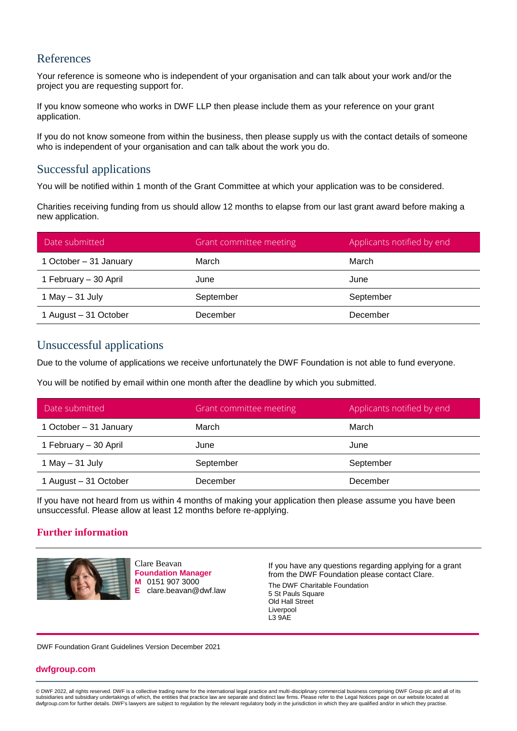## References

Your reference is someone who is independent of your organisation and can talk about your work and/or the project you are requesting support for.

If you know someone who works in DWF LLP then please include them as your reference on your grant application.

If you do not know someone from within the business, then please supply us with the contact details of someone who is independent of your organisation and can talk about the work you do.

## Successful applications

You will be notified within 1 month of the Grant Committee at which your application was to be considered.

Charities receiving funding from us should allow 12 months to elapse from our last grant award before making a new application.

| Date submitted | Grant committee meeting | Applicants notified by end |
|---|---|---|
| 1 October – 31 January | March | March |
| 1 February – 30 April | June | June |
| 1 May – 31 July | September | September |
| 1 August – 31 October | December | December |

## Unsuccessful applications

Due to the volume of applications we receive unfortunately the DWF Foundation is not able to fund everyone.

You will be notified by email within one month after the deadline by which you submitted.

| Date submitted | Grant committee meeting | Applicants notified by end |
|---|---|---|
| 1 October – 31 January | March | March |
| 1 February – 30 April | June | June |
| 1 May – 31 July | September | September |
| 1 August – 31 October | December | December |

If you have not heard from us within 4 months of making your application then please assume you have been unsuccessful. Please allow at least 12 months before re-applying.

### Further information

Clare Beavan
**Foundation Manager**
**M** 0151 907 3000
**E** clare.beavan@dwf.law

If you have any questions regarding applying for a grant from the DWF Foundation please contact Clare.

The DWF Charitable Foundation
5 St Pauls Square
Old Hall Street
Liverpool
L3 9AE

DWF Foundation Grant Guidelines Version December 2021

**dwfgroup.com**

© DWF 2022, all rights reserved. DWF is a collective trading name for the international legal practice and multi-disciplinary commercial business comprising DWF Group plc and all of its subsidiaries and subsidiary undertakings of which, the entities that practice law are separate and distinct law firms. Please refer to the Legal Notices page on our website located at dwfgroup.com for further details. DWF's lawyers are subject to regulation by the relevant regulatory body in the jurisdiction in which they are qualified and/or in which they practise.